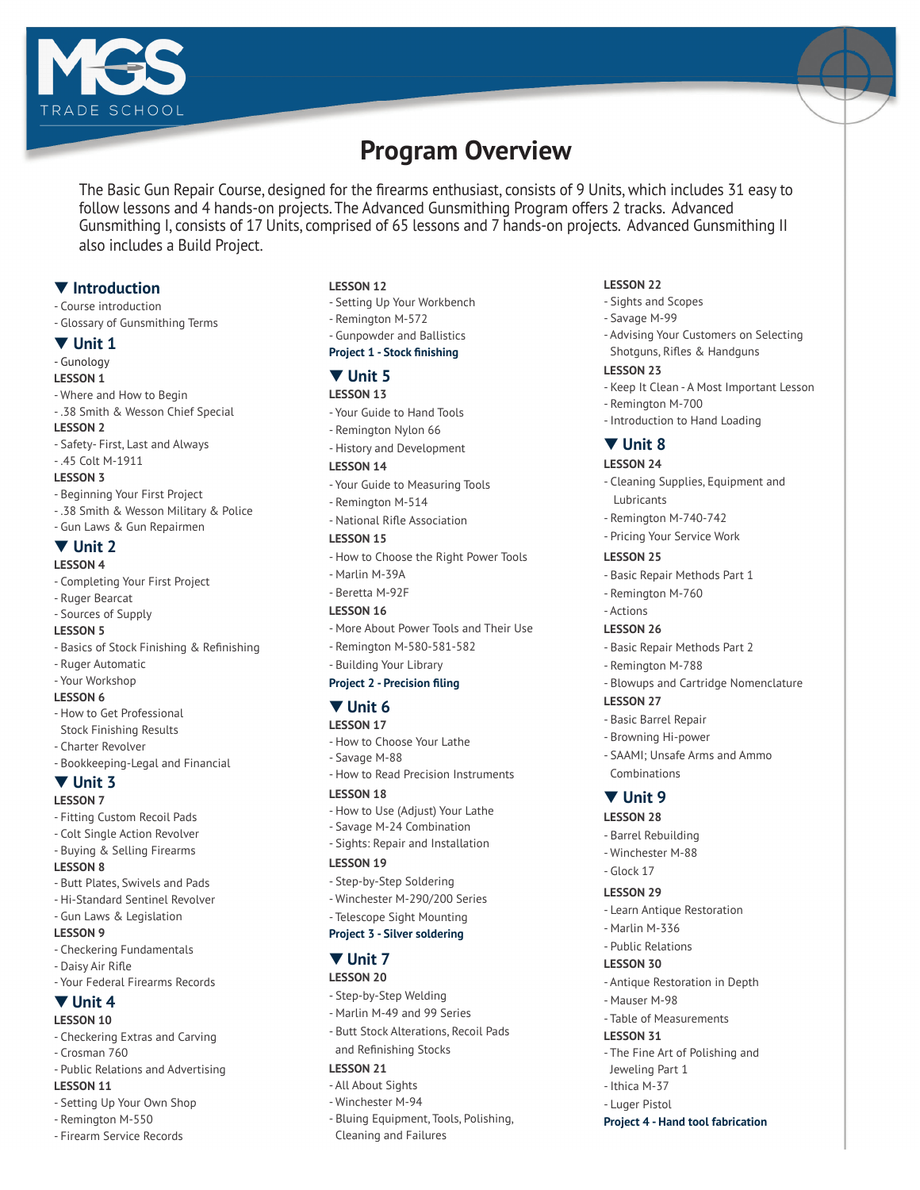MGS TRADE SCHOOL

# Program Overview

The Basic Gun Repair Course, designed for the firearms enthusiast, consists of 9 Units, which includes 31 easy to follow lessons and 4 hands-on projects. The Advanced Gunsmithing Program offers 2 tracks. Advanced Gunsmithing I, consists of 17 Units, comprised of 65 lessons and 7 hands-on projects. Advanced Gunsmithing II also includes a Build Project.

## ▼ Introduction
- Course introduction
- Glossary of Gunsmithing Terms

## ▼ Unit 1
- Gunology

**LESSON 1**
- Where and How to Begin
- .38 Smith & Wesson Chief Special

**LESSON 2**
- Safety- First, Last and Always
- .45 Colt M-1911

**LESSON 3**
- Beginning Your First Project
- .38 Smith & Wesson Military & Police
- Gun Laws & Gun Repairmen

## ▼ Unit 2
**LESSON 4**
- Completing Your First Project
- Ruger Bearcat
- Sources of Supply

**LESSON 5**
- Basics of Stock Finishing & Refinishing
- Ruger Automatic
- Your Workshop

**LESSON 6**
- How to Get Professional Stock Finishing Results
- Charter Revolver
- Bookkeeping-Legal and Financial

## ▼ Unit 3
**LESSON 7**
- Fitting Custom Recoil Pads
- Colt Single Action Revolver
- Buying & Selling Firearms

**LESSON 8**
- Butt Plates, Swivels and Pads
- Hi-Standard Sentinel Revolver
- Gun Laws & Legislation

**LESSON 9**
- Checkering Fundamentals
- Daisy Air Rifle
- Your Federal Firearms Records

## ▼ Unit 4
**LESSON 10**
- Checkering Extras and Carving
- Crosman 760
- Public Relations and Advertising

**LESSON 11**
- Setting Up Your Own Shop
- Remington M-550
- Firearm Service Records

**LESSON 12**
- Setting Up Your Workbench
- Remington M-572
- Gunpowder and Ballistics

**Project 1 - Stock finishing**

## ▼ Unit 5
**LESSON 13**
- Your Guide to Hand Tools
- Remington Nylon 66
- History and Development

**LESSON 14**
- Your Guide to Measuring Tools
- Remington M-514
- National Rifle Association

**LESSON 15**
- How to Choose the Right Power Tools
- Marlin M-39A
- Beretta M-92F

**LESSON 16**
- More About Power Tools and Their Use
- Remington M-580-581-582
- Building Your Library

**Project 2 - Precision filing**

## ▼ Unit 6
**LESSON 17**
- How to Choose Your Lathe
- Savage M-88
- How to Read Precision Instruments

**LESSON 18**
- How to Use (Adjust) Your Lathe
- Savage M-24 Combination
- Sights: Repair and Installation

**LESSON 19**
- Step-by-Step Soldering
- Winchester M-290/200 Series
- Telescope Sight Mounting

**Project 3 - Silver soldering**

## ▼ Unit 7
**LESSON 20**
- Step-by-Step Welding
- Marlin M-49 and 99 Series
- Butt Stock Alterations, Recoil Pads and Refinishing Stocks

**LESSON 21**
- All About Sights
- Winchester M-94
- Bluing Equipment, Tools, Polishing, Cleaning and Failures

**LESSON 22**
- Sights and Scopes
- Savage M-99
- Advising Your Customers on Selecting Shotguns, Rifles & Handguns

**LESSON 23**
- Keep It Clean - A Most Important Lesson
- Remington M-700
- Introduction to Hand Loading

## ▼ Unit 8
**LESSON 24**
- Cleaning Supplies, Equipment and Lubricants
- Remington M-740-742
- Pricing Your Service Work

**LESSON 25**
- Basic Repair Methods Part 1
- Remington M-760
- Actions

**LESSON 26**
- Basic Repair Methods Part 2
- Remington M-788
- Blowups and Cartridge Nomenclature

**LESSON 27**
- Basic Barrel Repair
- Browning Hi-power
- SAAMI; Unsafe Arms and Ammo Combinations

## ▼ Unit 9
**LESSON 28**
- Barrel Rebuilding
- Winchester M-88
- Glock 17

**LESSON 29**
- Learn Antique Restoration
- Marlin M-336
- Public Relations

**LESSON 30**
- Antique Restoration in Depth
- Mauser M-98
- Table of Measurements

**LESSON 31**
- The Fine Art of Polishing and Jeweling Part 1
- Ithica M-37
- Luger Pistol

**Project 4 - Hand tool fabrication**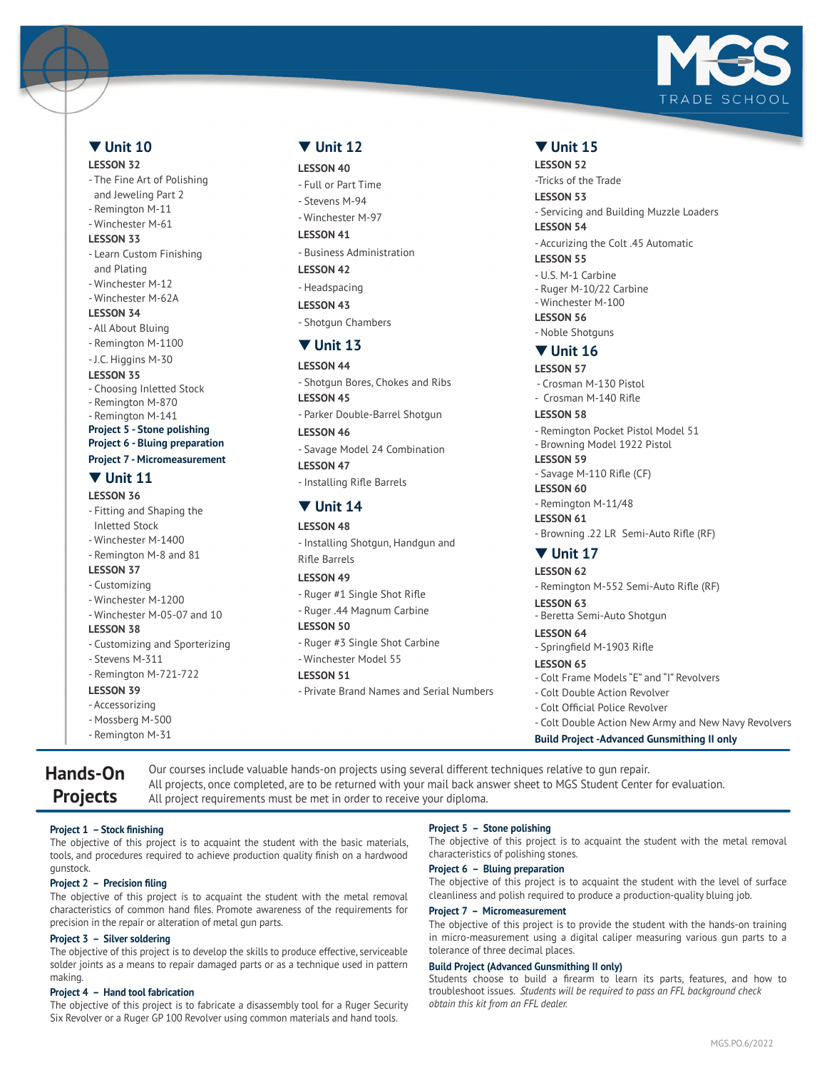MGS TRADE SCHOOL

## ▼ Unit 10

**LESSON 32**

- The Fine Art of Polishing and Jeweling Part 2
- Remington M-11
- Winchester M-61

**LESSON 33**

- Learn Custom Finishing and Plating
- Winchester M-12
- Winchester M-62A

**LESSON 34**

- All About Bluing
- Remington M-1100
- J.C. Higgins M-30

**LESSON 35**

- Choosing Inletted Stock
- Remington M-870
- Remington M-141

**Project 5 - Stone polishing**
**Project 6 - Bluing preparation**
**Project 7 - Micromeasurement**

## ▼ Unit 11

**LESSON 36**

- Fitting and Shaping the Inletted Stock
- Winchester M-1400
- Remington M-8 and 81

**LESSON 37**

- Customizing
- Winchester M-1200
- Winchester M-05-07 and 10

**LESSON 38**

- Customizing and Sporterizing
- Stevens M-311
- Remington M-721-722

**LESSON 39**

- Accessorizing
- Mossberg M-500
- Remington M-31

## ▼ Unit 12

**LESSON 40**

- Full or Part Time
- Stevens M-94
- Winchester M-97

**LESSON 41**

- Business Administration

**LESSON 42**

- Headspacing

**LESSON 43**

- Shotgun Chambers

## ▼ Unit 13

**LESSON 44**

- Shotgun Bores, Chokes and Ribs

**LESSON 45**

- Parker Double-Barrel Shotgun

**LESSON 46**

- Savage Model 24 Combination

**LESSON 47**

- Installing Rifle Barrels

## ▼ Unit 14

**LESSON 48**

- Installing Shotgun, Handgun and Rifle Barrels

**LESSON 49**

- Ruger #1 Single Shot Rifle
- Ruger .44 Magnum Carbine

**LESSON 50**

- Ruger #3 Single Shot Carbine
- Winchester Model 55

**LESSON 51**

- Private Brand Names and Serial Numbers

## ▼ Unit 15

**LESSON 52**

- Tricks of the Trade

**LESSON 53**

- Servicing and Building Muzzle Loaders

**LESSON 54**

- Accurizing the Colt .45 Automatic

**LESSON 55**

- U.S. M-1 Carbine
- Ruger M-10/22 Carbine
- Winchester M-100

**LESSON 56**

- Noble Shotguns

## ▼ Unit 16

**LESSON 57**

- Crosman M-130 Pistol
- Crosman M-140 Rifle

**LESSON 58**

- Remington Pocket Pistol Model 51
- Browning Model 1922 Pistol

**LESSON 59**

- Savage M-110 Rifle (CF)

**LESSON 60**

- Remington M-11/48

**LESSON 61**

- Browning .22 LR Semi-Auto Rifle (RF)

## ▼ Unit 17

**LESSON 62**

- Remington M-552 Semi-Auto Rifle (RF)

**LESSON 63**

- Beretta Semi-Auto Shotgun

**LESSON 64**

- Springfield M-1903 Rifle

**LESSON 65**

- Colt Frame Models "E" and "I" Revolvers
- Colt Double Action Revolver
- Colt Official Police Revolver
- Colt Double Action New Army and New Navy Revolvers

**Build Project -Advanced Gunsmithing II only**

## Hands-On Projects

Our courses include valuable hands-on projects using several different techniques relative to gun repair. All projects, once completed, are to be returned with your mail back answer sheet to MGS Student Center for evaluation. All project requirements must be met in order to receive your diploma.

**Project 1 – Stock finishing**
The objective of this project is to acquaint the student with the basic materials, tools, and procedures required to achieve production quality finish on a hardwood gunstock.

**Project 2 – Precision filing**
The objective of this project is to acquaint the student with the metal removal characteristics of common hand files. Promote awareness of the requirements for precision in the repair or alteration of metal gun parts.

**Project 3 – Silver soldering**
The objective of this project is to develop the skills to produce effective, serviceable solder joints as a means to repair damaged parts or as a technique used in pattern making.

**Project 4 – Hand tool fabrication**
The objective of this project is to fabricate a disassembly tool for a Ruger Security Six Revolver or a Ruger GP 100 Revolver using common materials and hand tools.

**Project 5 – Stone polishing**
The objective of this project is to acquaint the student with the metal removal characteristics of polishing stones.

**Project 6 – Bluing preparation**
The objective of this project is to acquaint the student with the level of surface cleanliness and polish required to produce a production-quality bluing job.

**Project 7 – Micromeasurement**
The objective of this project is to provide the student with the hands-on training in micro-measurement using a digital caliper measuring various gun parts to a tolerance of three decimal places.

**Build Project (Advanced Gunsmithing II only)**
Students choose to build a firearm to learn its parts, features, and how to troubleshoot issues. *Students will be required to pass an FFL background check obtain this kit from an FFL dealer.*

MGS.PO.6/2022